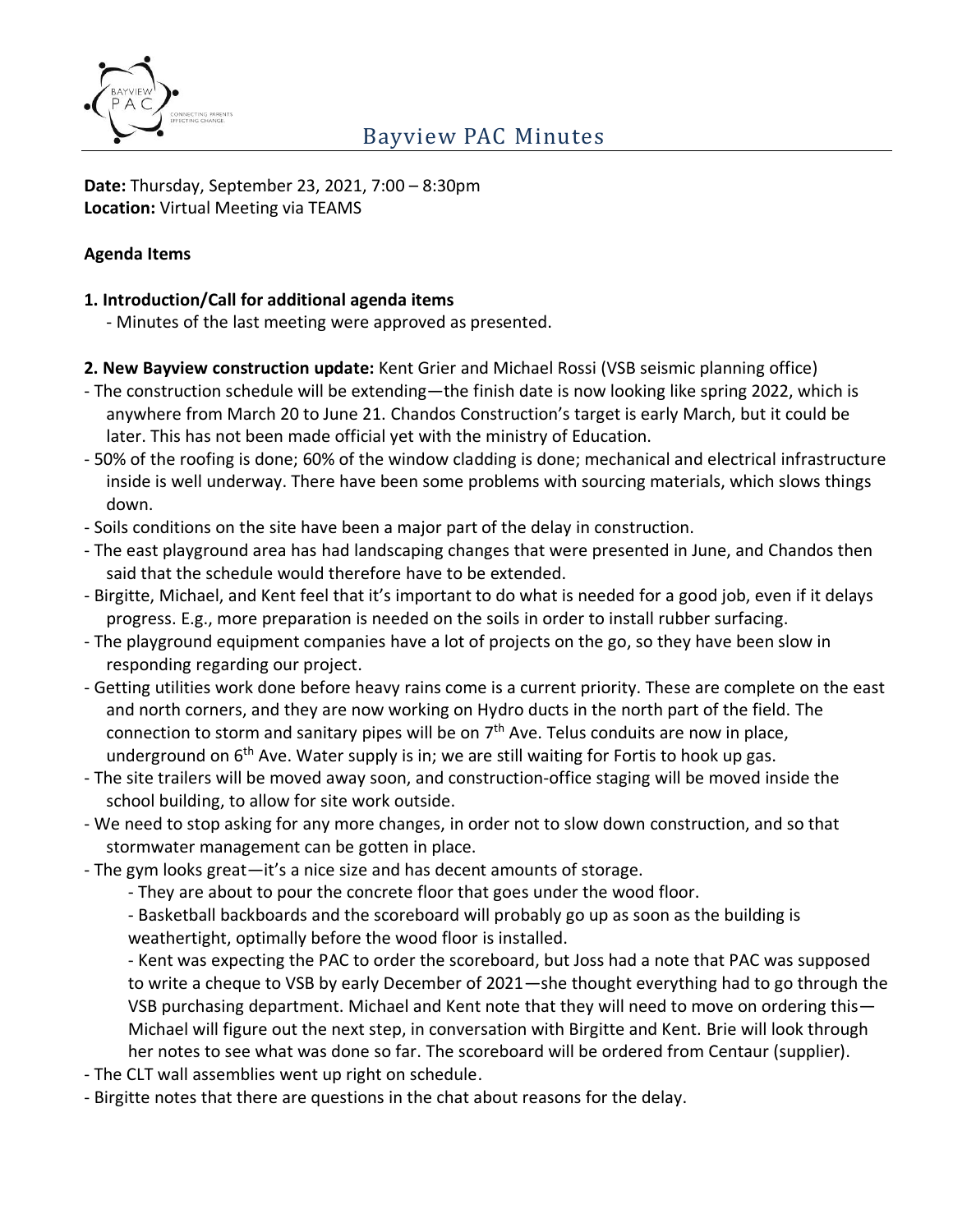# Bayview PAC Minutes

**Date:** Thursday, September 23, 2021, 7:00 – 8:30pm
**Location:** Virtual Meeting via TEAMS

**Agenda Items**

**1. Introduction/Call for additional agenda items**

- Minutes of the last meeting were approved as presented.

**2. New Bayview construction update:** Kent Grier and Michael Rossi (VSB seismic planning office)

- The construction schedule will be extending—the finish date is now looking like spring 2022, which is anywhere from March 20 to June 21. Chandos Construction's target is early March, but it could be later. This has not been made official yet with the ministry of Education.
- 50% of the roofing is done; 60% of the window cladding is done; mechanical and electrical infrastructure inside is well underway. There have been some problems with sourcing materials, which slows things down.
- Soils conditions on the site have been a major part of the delay in construction.
- The east playground area has had landscaping changes that were presented in June, and Chandos then said that the schedule would therefore have to be extended.
- Birgitte, Michael, and Kent feel that it's important to do what is needed for a good job, even if it delays progress. E.g., more preparation is needed on the soils in order to install rubber surfacing.
- The playground equipment companies have a lot of projects on the go, so they have been slow in responding regarding our project.
- Getting utilities work done before heavy rains come is a current priority. These are complete on the east and north corners, and they are now working on Hydro ducts in the north part of the field. The connection to storm and sanitary pipes will be on 7th Ave. Telus conduits are now in place, underground on 6th Ave. Water supply is in; we are still waiting for Fortis to hook up gas.
- The site trailers will be moved away soon, and construction-office staging will be moved inside the school building, to allow for site work outside.
- We need to stop asking for any more changes, in order not to slow down construction, and so that stormwater management can be gotten in place.
- The gym looks great—it's a nice size and has decent amounts of storage.
    - They are about to pour the concrete floor that goes under the wood floor.
    - Basketball backboards and the scoreboard will probably go up as soon as the building is weathertight, optimally before the wood floor is installed.
    - Kent was expecting the PAC to order the scoreboard, but Joss had a note that PAC was supposed to write a cheque to VSB by early December of 2021—she thought everything had to go through the VSB purchasing department. Michael and Kent note that they will need to move on ordering this—Michael will figure out the next step, in conversation with Birgitte and Kent. Brie will look through her notes to see what was done so far. The scoreboard will be ordered from Centaur (supplier).
- The CLT wall assemblies went up right on schedule.
- Birgitte notes that there are questions in the chat about reasons for the delay.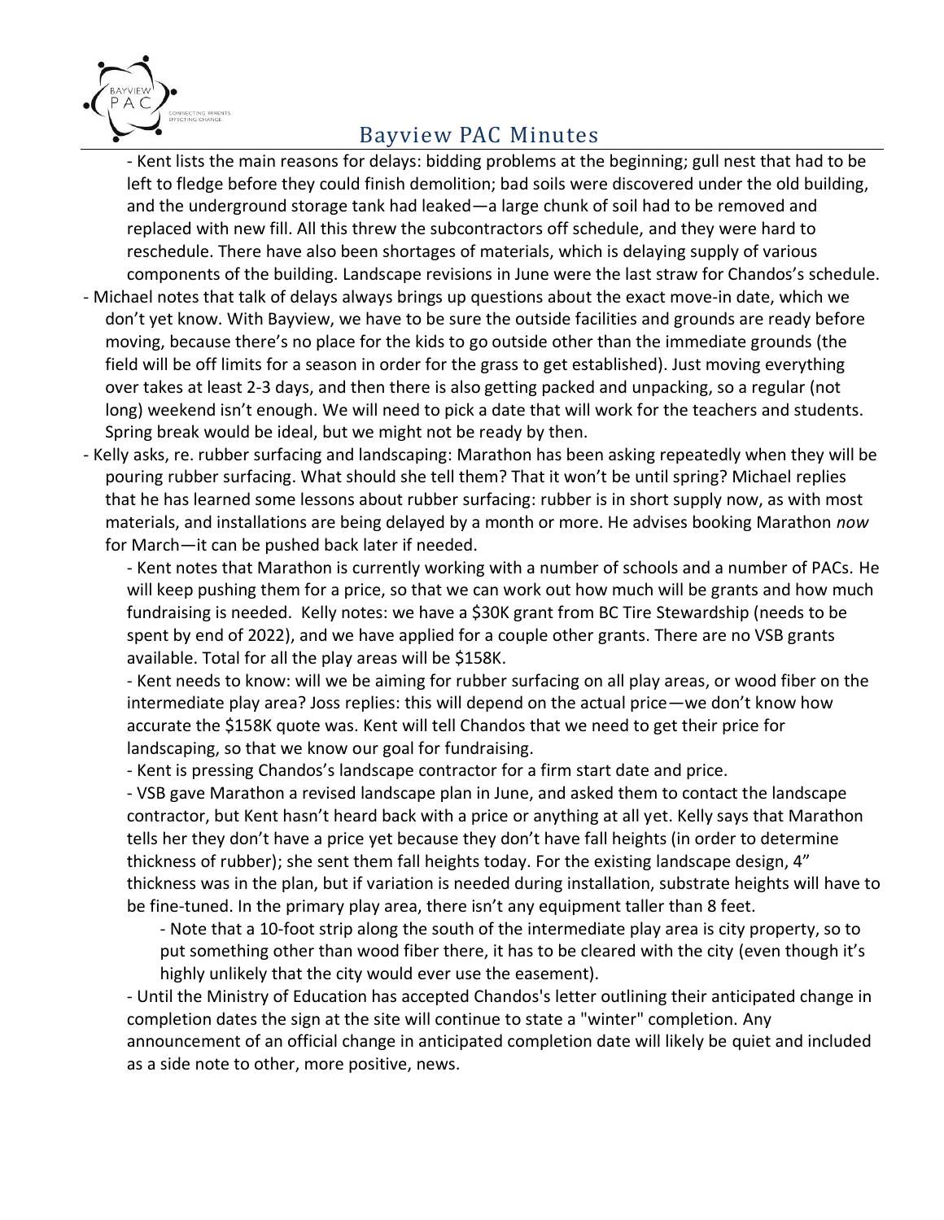- Kent lists the main reasons for delays: bidding problems at the beginning; gull nest that had to be left to fledge before they could finish demolition; bad soils were discovered under the old building, and the underground storage tank had leaked—a large chunk of soil had to be removed and replaced with new fill. All this threw the subcontractors off schedule, and they were hard to reschedule. There have also been shortages of materials, which is delaying supply of various components of the building. Landscape revisions in June were the last straw for Chandos's schedule.

- Michael notes that talk of delays always brings up questions about the exact move-in date, which we don't yet know. With Bayview, we have to be sure the outside facilities and grounds are ready before moving, because there's no place for the kids to go outside other than the immediate grounds (the field will be off limits for a season in order for the grass to get established). Just moving everything over takes at least 2-3 days, and then there is also getting packed and unpacking, so a regular (not long) weekend isn't enough. We will need to pick a date that will work for the teachers and students. Spring break would be ideal, but we might not be ready by then.

- Kelly asks, re. rubber surfacing and landscaping: Marathon has been asking repeatedly when they will be pouring rubber surfacing. What should she tell them? That it won't be until spring? Michael replies that he has learned some lessons about rubber surfacing: rubber is in short supply now, as with most materials, and installations are being delayed by a month or more. He advises booking Marathon *now* for March—it can be pushed back later if needed.

  - Kent notes that Marathon is currently working with a number of schools and a number of PACs. He will keep pushing them for a price, so that we can work out how much will be grants and how much fundraising is needed. Kelly notes: we have a $30K grant from BC Tire Stewardship (needs to be spent by end of 2022), and we have applied for a couple other grants. There are no VSB grants available. Total for all the play areas will be $158K.

  - Kent needs to know: will we be aiming for rubber surfacing on all play areas, or wood fiber on the intermediate play area? Joss replies: this will depend on the actual price—we don't know how accurate the $158K quote was. Kent will tell Chandos that we need to get their price for landscaping, so that we know our goal for fundraising.

  - Kent is pressing Chandos's landscape contractor for a firm start date and price.

  - VSB gave Marathon a revised landscape plan in June, and asked them to contact the landscape contractor, but Kent hasn't heard back with a price or anything at all yet. Kelly says that Marathon tells her they don't have a price yet because they don't have fall heights (in order to determine thickness of rubber); she sent them fall heights today. For the existing landscape design, 4" thickness was in the plan, but if variation is needed during installation, substrate heights will have to be fine-tuned. In the primary play area, there isn't any equipment taller than 8 feet.

    - Note that a 10-foot strip along the south of the intermediate play area is city property, so to put something other than wood fiber there, it has to be cleared with the city (even though it's highly unlikely that the city would ever use the easement).

  - Until the Ministry of Education has accepted Chandos's letter outlining their anticipated change in completion dates the sign at the site will continue to state a "winter" completion. Any announcement of an official change in anticipated completion date will likely be quiet and included as a side note to other, more positive, news.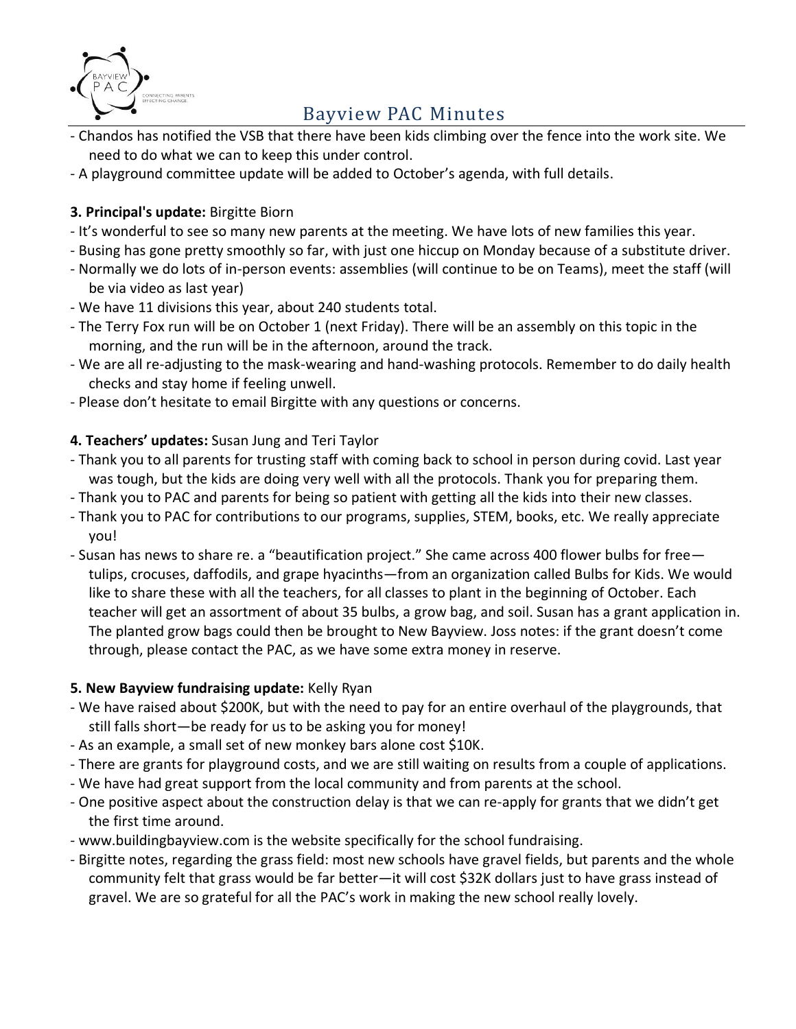- Chandos has notified the VSB that there have been kids climbing over the fence into the work site. We need to do what we can to keep this under control.
- A playground committee update will be added to October's agenda, with full details.

**3. Principal's update:** Birgitte Biorn

- It's wonderful to see so many new parents at the meeting. We have lots of new families this year.
- Busing has gone pretty smoothly so far, with just one hiccup on Monday because of a substitute driver.
- Normally we do lots of in-person events: assemblies (will continue to be on Teams), meet the staff (will be via video as last year)
- We have 11 divisions this year, about 240 students total.
- The Terry Fox run will be on October 1 (next Friday). There will be an assembly on this topic in the morning, and the run will be in the afternoon, around the track.
- We are all re-adjusting to the mask-wearing and hand-washing protocols. Remember to do daily health checks and stay home if feeling unwell.
- Please don't hesitate to email Birgitte with any questions or concerns.

**4. Teachers' updates:** Susan Jung and Teri Taylor

- Thank you to all parents for trusting staff with coming back to school in person during covid. Last year was tough, but the kids are doing very well with all the protocols. Thank you for preparing them.
- Thank you to PAC and parents for being so patient with getting all the kids into their new classes.
- Thank you to PAC for contributions to our programs, supplies, STEM, books, etc. We really appreciate you!
- Susan has news to share re. a "beautification project." She came across 400 flower bulbs for free—tulips, crocuses, daffodils, and grape hyacinths—from an organization called Bulbs for Kids. We would like to share these with all the teachers, for all classes to plant in the beginning of October. Each teacher will get an assortment of about 35 bulbs, a grow bag, and soil. Susan has a grant application in. The planted grow bags could then be brought to New Bayview. Joss notes: if the grant doesn't come through, please contact the PAC, as we have some extra money in reserve.

**5. New Bayview fundraising update:** Kelly Ryan

- We have raised about $200K, but with the need to pay for an entire overhaul of the playgrounds, that still falls short—be ready for us to be asking you for money!
- As an example, a small set of new monkey bars alone cost $10K.
- There are grants for playground costs, and we are still waiting on results from a couple of applications.
- We have had great support from the local community and from parents at the school.
- One positive aspect about the construction delay is that we can re-apply for grants that we didn't get the first time around.
- www.buildingbayview.com is the website specifically for the school fundraising.
- Birgitte notes, regarding the grass field: most new schools have gravel fields, but parents and the whole community felt that grass would be far better—it will cost $32K dollars just to have grass instead of gravel. We are so grateful for all the PAC's work in making the new school really lovely.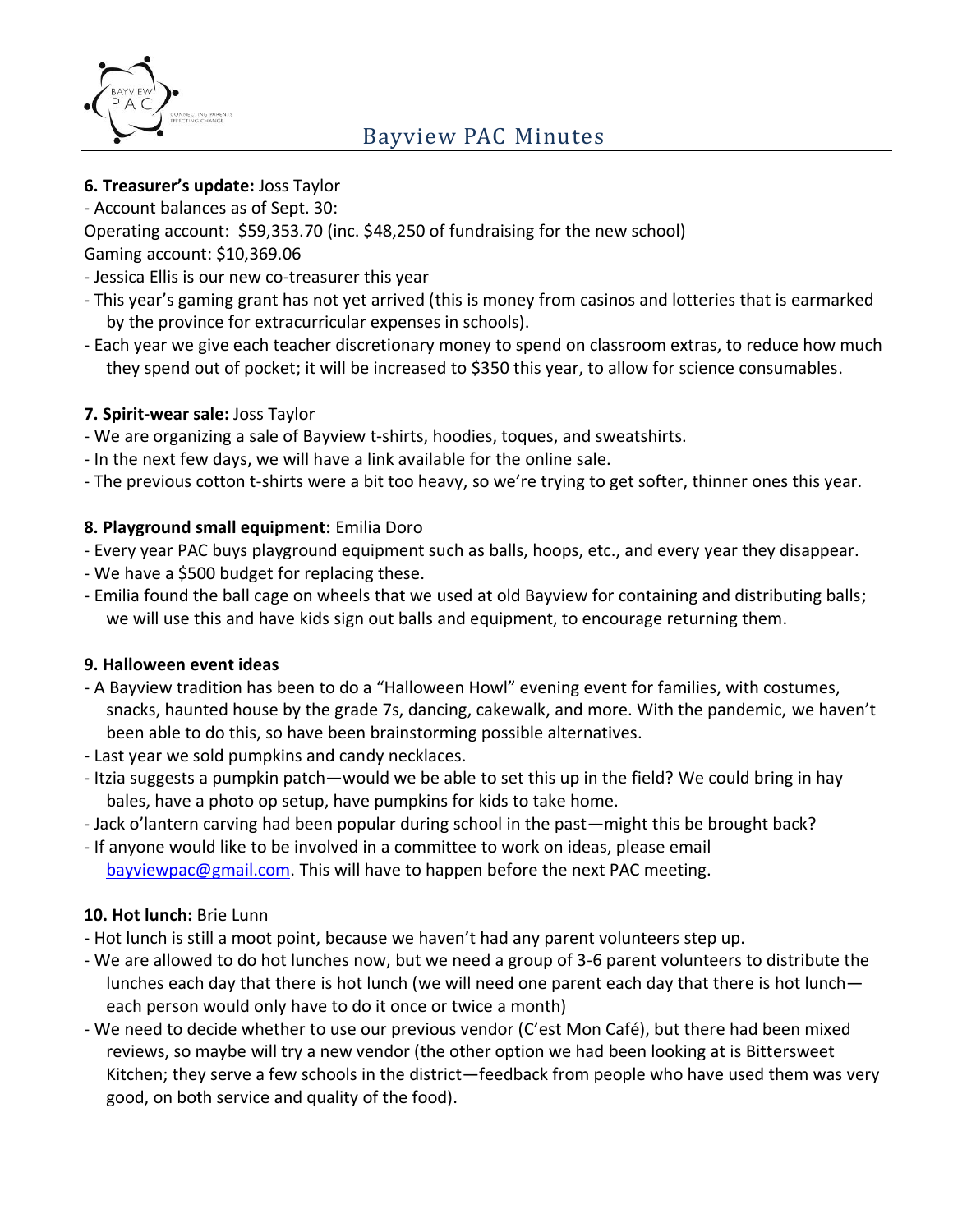**6. Treasurer's update:** Joss Taylor

- Account balances as of Sept. 30:

Operating account: $59,353.70 (inc. $48,250 of fundraising for the new school)

Gaming account: $10,369.06

- Jessica Ellis is our new co-treasurer this year
- This year's gaming grant has not yet arrived (this is money from casinos and lotteries that is earmarked by the province for extracurricular expenses in schools).
- Each year we give each teacher discretionary money to spend on classroom extras, to reduce how much they spend out of pocket; it will be increased to $350 this year, to allow for science consumables.

**7. Spirit-wear sale:** Joss Taylor

- We are organizing a sale of Bayview t-shirts, hoodies, toques, and sweatshirts.
- In the next few days, we will have a link available for the online sale.
- The previous cotton t-shirts were a bit too heavy, so we're trying to get softer, thinner ones this year.

**8. Playground small equipment:** Emilia Doro

- Every year PAC buys playground equipment such as balls, hoops, etc., and every year they disappear.
- We have a $500 budget for replacing these.
- Emilia found the ball cage on wheels that we used at old Bayview for containing and distributing balls; we will use this and have kids sign out balls and equipment, to encourage returning them.

**9. Halloween event ideas**

- A Bayview tradition has been to do a "Halloween Howl" evening event for families, with costumes, snacks, haunted house by the grade 7s, dancing, cakewalk, and more. With the pandemic, we haven't been able to do this, so have been brainstorming possible alternatives.
- Last year we sold pumpkins and candy necklaces.
- Itzia suggests a pumpkin patch—would we be able to set this up in the field? We could bring in hay bales, have a photo op setup, have pumpkins for kids to take home.
- Jack o'lantern carving had been popular during school in the past—might this be brought back?
- If anyone would like to be involved in a committee to work on ideas, please email bayviewpac@gmail.com. This will have to happen before the next PAC meeting.

**10. Hot lunch:** Brie Lunn

- Hot lunch is still a moot point, because we haven't had any parent volunteers step up.
- We are allowed to do hot lunches now, but we need a group of 3-6 parent volunteers to distribute the lunches each day that there is hot lunch (we will need one parent each day that there is hot lunch—each person would only have to do it once or twice a month)
- We need to decide whether to use our previous vendor (C'est Mon Café), but there had been mixed reviews, so maybe will try a new vendor (the other option we had been looking at is Bittersweet Kitchen; they serve a few schools in the district—feedback from people who have used them was very good, on both service and quality of the food).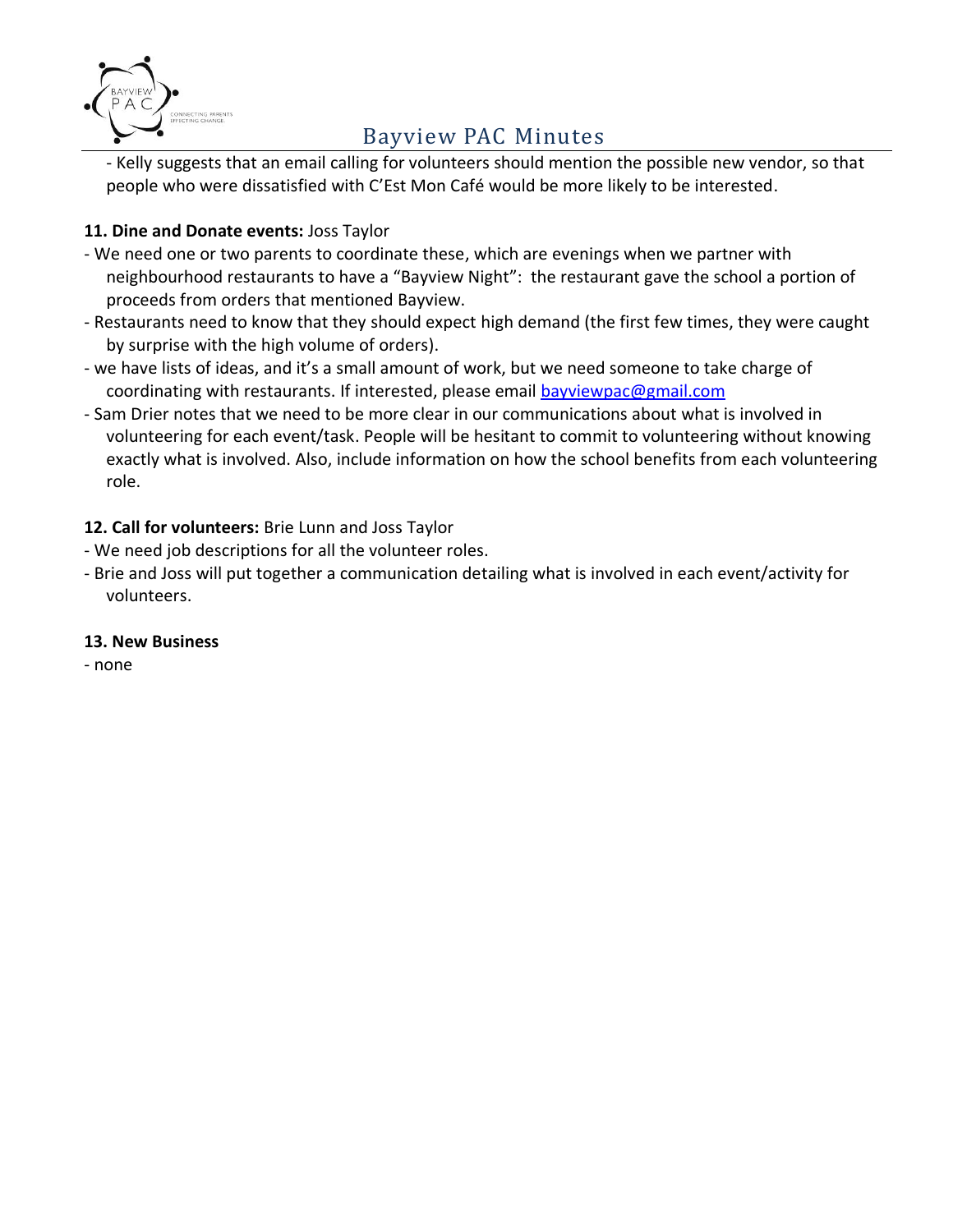- Kelly suggests that an email calling for volunteers should mention the possible new vendor, so that people who were dissatisfied with C'Est Mon Café would be more likely to be interested.

**11. Dine and Donate events:** Joss Taylor

- We need one or two parents to coordinate these, which are evenings when we partner with neighbourhood restaurants to have a "Bayview Night": the restaurant gave the school a portion of proceeds from orders that mentioned Bayview.
- Restaurants need to know that they should expect high demand (the first few times, they were caught by surprise with the high volume of orders).
- we have lists of ideas, and it's a small amount of work, but we need someone to take charge of coordinating with restaurants. If interested, please email bayviewpac@gmail.com
- Sam Drier notes that we need to be more clear in our communications about what is involved in volunteering for each event/task. People will be hesitant to commit to volunteering without knowing exactly what is involved. Also, include information on how the school benefits from each volunteering role.

**12. Call for volunteers:** Brie Lunn and Joss Taylor

- We need job descriptions for all the volunteer roles.
- Brie and Joss will put together a communication detailing what is involved in each event/activity for volunteers.

**13. New Business**

- none